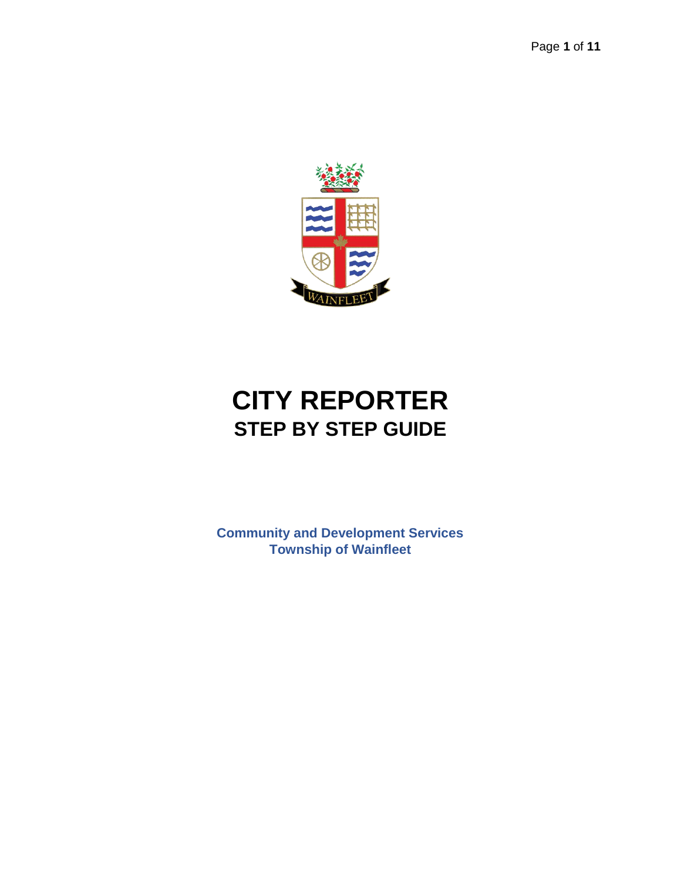# CITY REPORTER

## STEP BY STEP GUIDE

**Community and Development Services**
**Township of Wainfleet**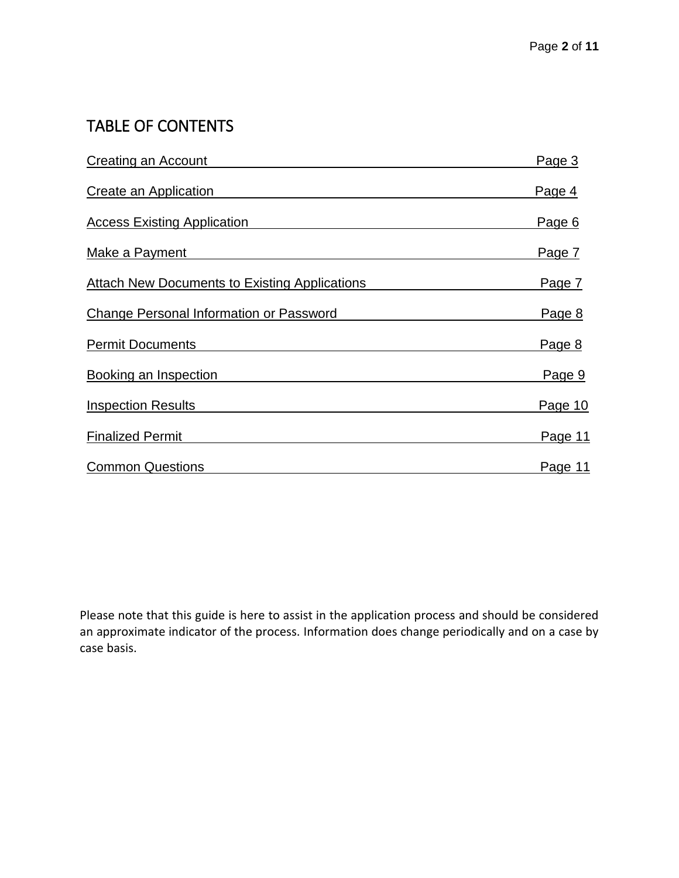# TABLE OF CONTENTS

| Section | Page |
| --- | --- |
| Creating an Account | Page 3 |
| Create an Application | Page 4 |
| Access Existing Application | Page 6 |
| Make a Payment | Page 7 |
| Attach New Documents to Existing Applications | Page 7 |
| Change Personal Information or Password | Page 8 |
| Permit Documents | Page 8 |
| Booking an Inspection | Page 9 |
| Inspection Results | Page 10 |
| Finalized Permit | Page 11 |
| Common Questions | Page 11 |

Please note that this guide is here to assist in the application process and should be considered an approximate indicator of the process. Information does change periodically and on a case by case basis.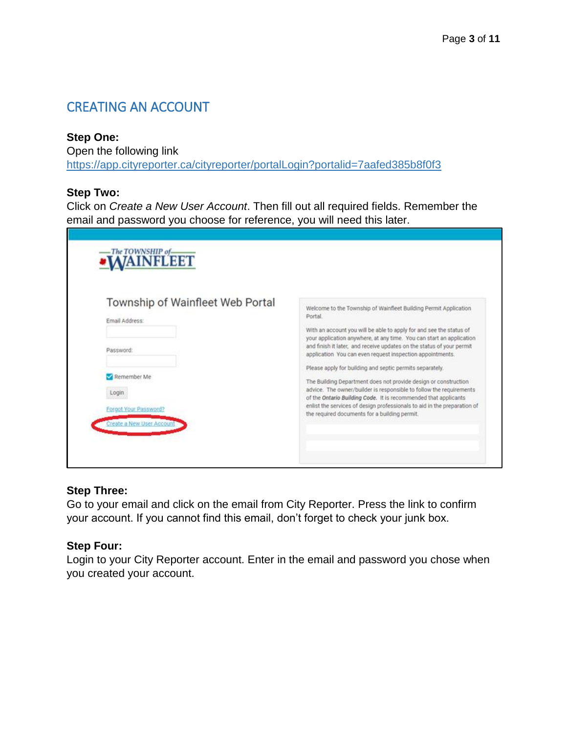## CREATING AN ACCOUNT

**Step One:**
Open the following link
https://app.cityreporter.ca/cityreporter/portalLogin?portalid=7aafed385b8f0f3

**Step Two:**
Click on *Create a New User Account*. Then fill out all required fields. Remember the email and password you choose for reference, you will need this later.

**Step Three:**
Go to your email and click on the email from City Reporter. Press the link to confirm your account. If you cannot find this email, don't forget to check your junk box.

**Step Four:**
Login to your City Reporter account. Enter in the email and password you chose when you created your account.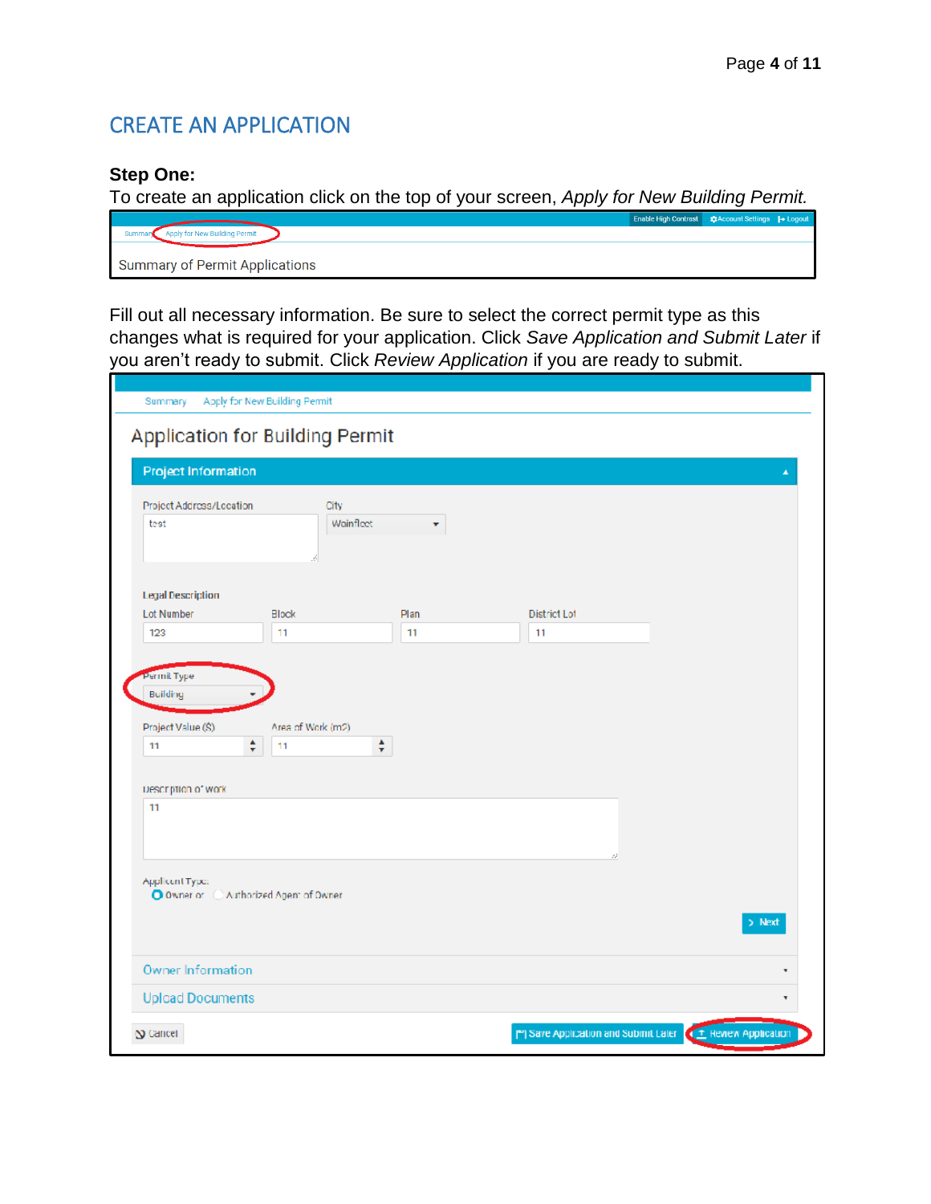## CREATE AN APPLICATION

**Step One:**

To create an application click on the top of your screen, *Apply for New Building Permit.*

Fill out all necessary information. Be sure to select the correct permit type as this changes what is required for your application. Click *Save Application and Submit Later* if you aren't ready to submit. Click *Review Application* if you are ready to submit.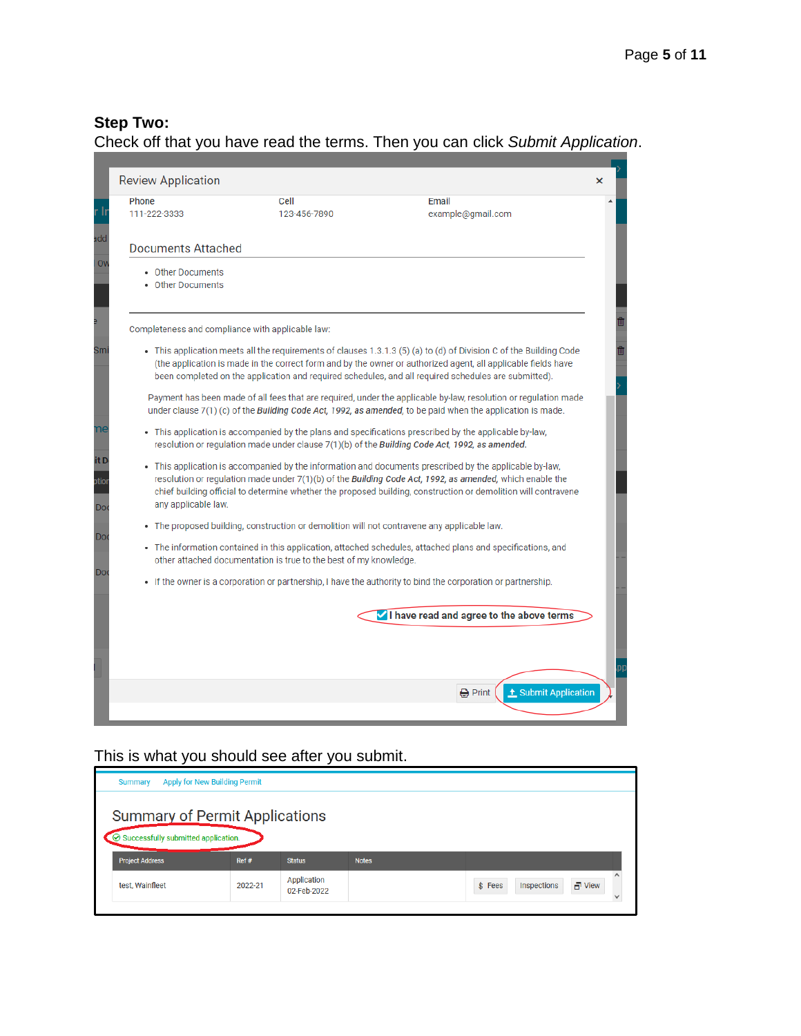**Step Two:**

Check off that you have read the terms. Then you can click *Submit Application*.

Review Application

| Phone | Cell | Email |
| --- | --- | --- |
| 111-222-3333 | 123-456-7890 | example@gmail.com |

Documents Attached

- Other Documents
- Other Documents

Completeness and compliance with applicable law:

- This application meets all the requirements of clauses 1.3.1.3 (5) (a) to (d) of Division C of the Building Code (the application is made in the correct form and by the owner or authorized agent, all applicable fields have been completed on the application and required schedules, and all required schedules are submitted).

  Payment has been made of all fees that are required, under the applicable by-law, resolution or regulation made under clause 7(1) (c) of the ***Building Code Act, 1992, as amended***, to be paid when the application is made.

- This application is accompanied by the plans and specifications prescribed by the applicable by-law, resolution or regulation made under clause 7(1)(b) of the ***Building Code Act, 1992, as amended.***
- This application is accompanied by the information and documents prescribed by the applicable by-law, resolution or regulation made under 7(1)(b) of the ***Building Code Act, 1992, as amended***, which enable the chief building official to determine whether the proposed building, construction or demolition will contravene any applicable law.
- The proposed building, construction or demolition will not contravene any applicable law.
- The information contained in this application, attached schedules, attached plans and specifications, and other attached documentation is true to the best of my knowledge.
- If the owner is a corporation or partnership, I have the authority to bind the corporation or partnership.

☑ **I have read and agree to the above terms**

Print | Submit Application

This is what you should see after you submit.

Summary | Apply for New Building Permit

## Summary of Permit Applications

Successfully submitted application.

| Project Address | Ref # | Status | Notes | |
| --- | --- | --- | --- | --- |
| test, Wainfleet | 2022-21 | Application 02-Feb-2022 | | Fees / Inspections / View |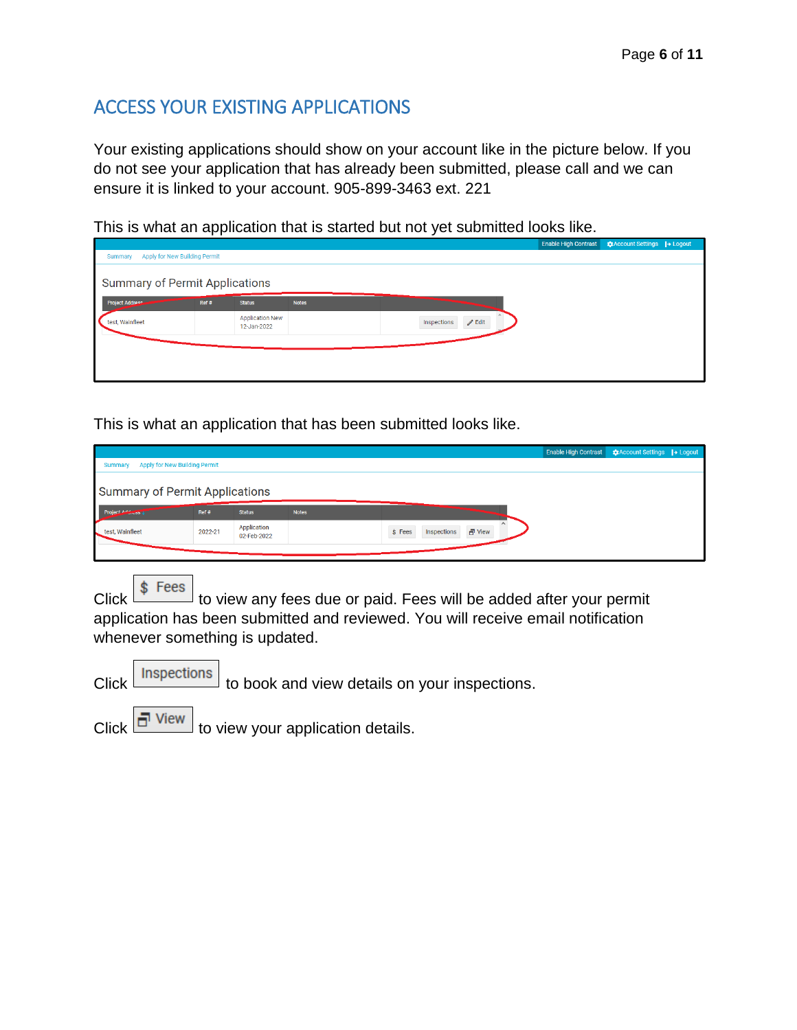## ACCESS YOUR EXISTING APPLICATIONS

Your existing applications should show on your account like in the picture below. If you do not see your application that has already been submitted, please call and we can ensure it is linked to your account. 905-899-3463 ext. 221

This is what an application that is started but not yet submitted looks like.

This is what an application that has been submitted looks like.

Click **$ Fees** to view any fees due or paid. Fees will be added after your permit application has been submitted and reviewed. You will receive email notification whenever something is updated.

Click **Inspections** to book and view details on your inspections.

Click **View** to view your application details.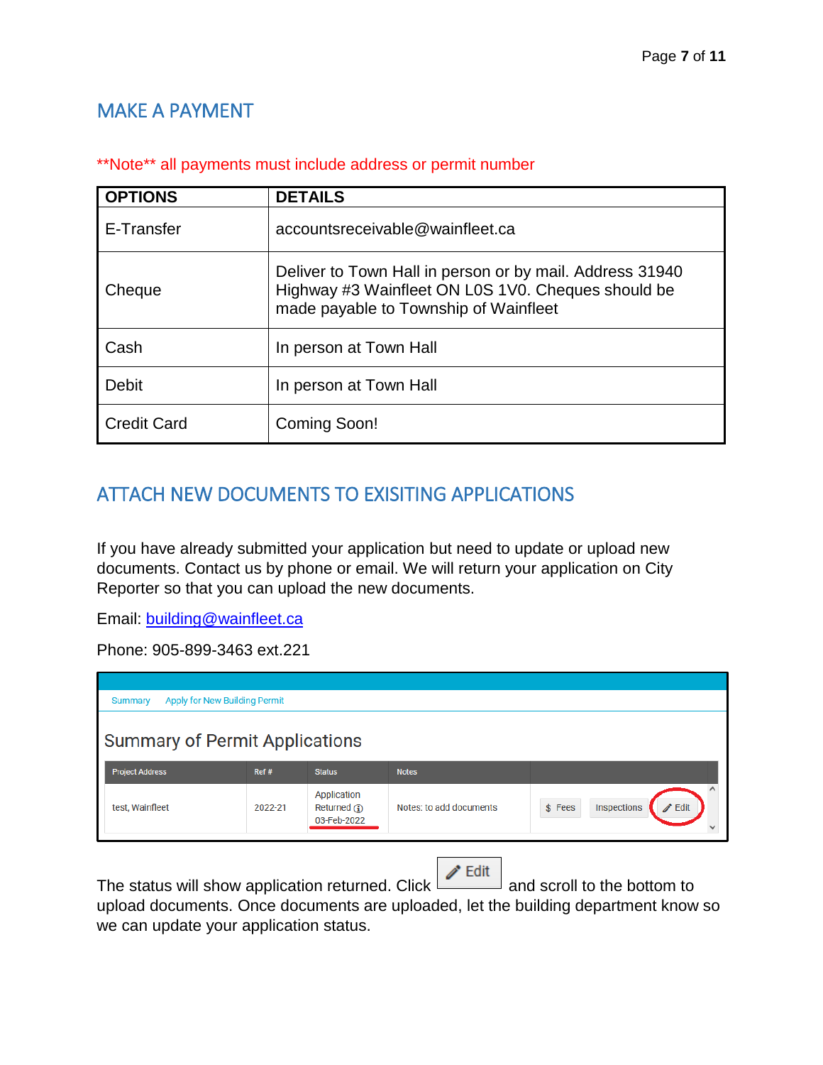## MAKE A PAYMENT

**Note** all payments must include address or permit number

| OPTIONS | DETAILS |
|---|---|
| E-Transfer | accountsreceivable@wainfleet.ca |
| Cheque | Deliver to Town Hall in person or by mail. Address 31940 Highway #3 Wainfleet ON L0S 1V0. Cheques should be made payable to Township of Wainfleet |
| Cash | In person at Town Hall |
| Debit | In person at Town Hall |
| Credit Card | Coming Soon! |

## ATTACH NEW DOCUMENTS TO EXISITING APPLICATIONS

If you have already submitted your application but need to update or upload new documents. Contact us by phone or email. We will return your application on City Reporter so that you can upload the new documents.

Email: building@wainfleet.ca

Phone: 905-899-3463 ext.221

Summary   Apply for New Building Permit

Summary of Permit Applications

| Project Address | Ref # | Status | Notes | |
|---|---|---|---|---|
| test, Wainfleet | 2022-21 | Application Returned 03-Feb-2022 | Notes: to add documents | $ Fees   Inspections   Edit |

The status will show application returned. Click Edit and scroll to the bottom to upload documents. Once documents are uploaded, let the building department know so we can update your application status.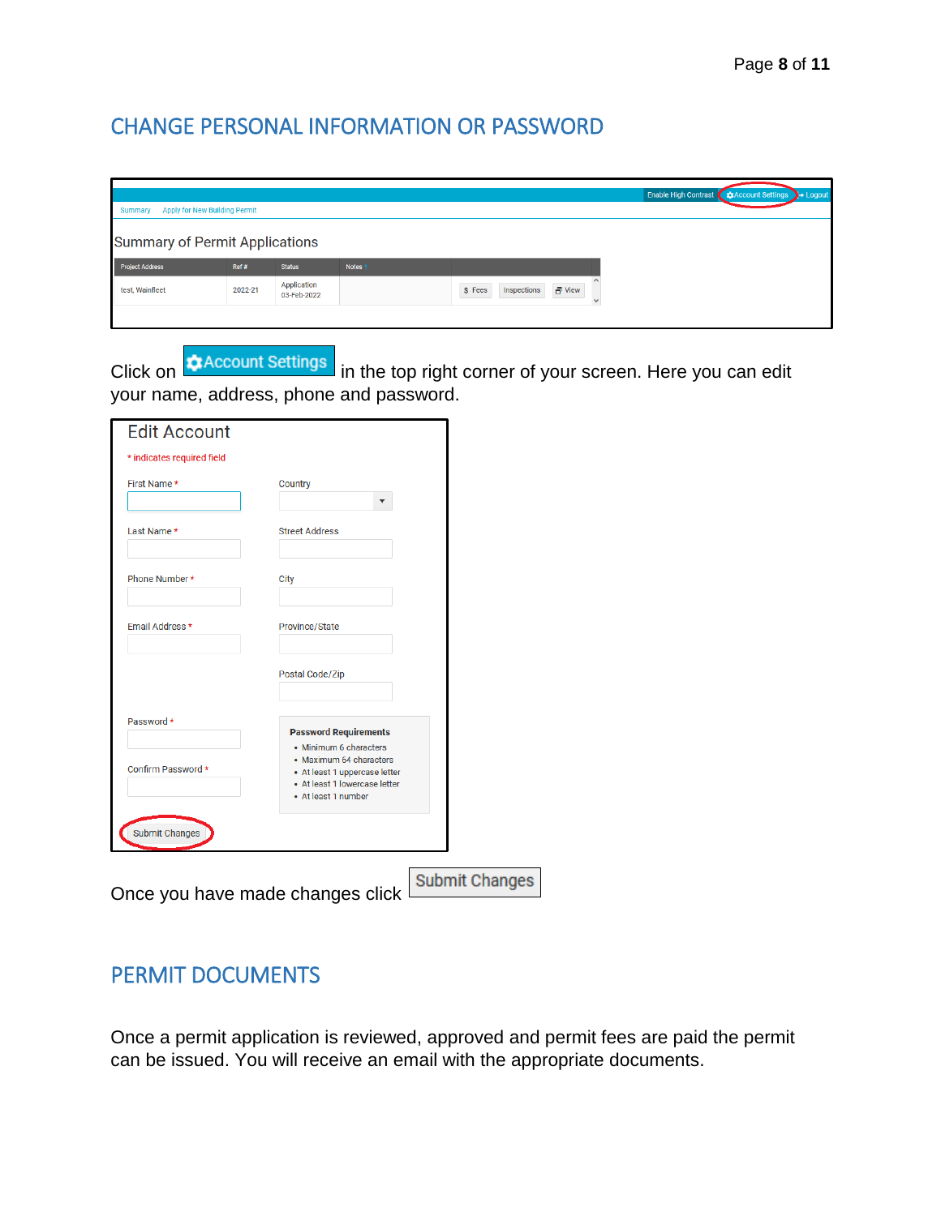## CHANGE PERSONAL INFORMATION OR PASSWORD

Click on **Account Settings** in the top right corner of your screen. Here you can edit your name, address, phone and password.

Once you have made changes click **Submit Changes**

## PERMIT DOCUMENTS

Once a permit application is reviewed, approved and permit fees are paid the permit can be issued. You will receive an email with the appropriate documents.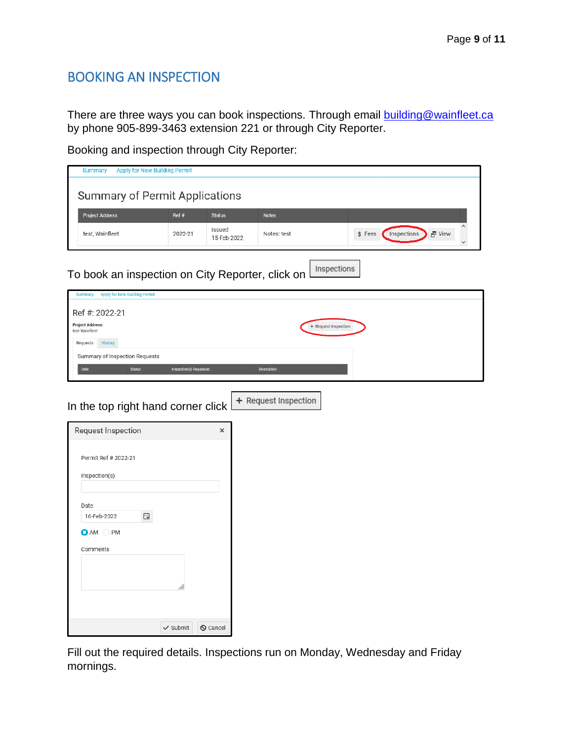## BOOKING AN INSPECTION

There are three ways you can book inspections. Through email building@wainfleet.ca by phone 905-899-3463 extension 221 or through City Reporter.

Booking and inspection through City Reporter:

Summary   Apply for New Building Permit

Summary of Permit Applications

| Project Address | Ref # | Status | Notes | |
|---|---|---|---|---|
| test, Wainfleet | 2022-21 | Issued 15-Feb-2022 | Notes: test | $ Fees   Inspections   View |

To book an inspection on City Reporter, click on Inspections

Summary   Apply for New Building Permit

Ref #: 2022-21

Project Address:
test Wainfleet

+ Request Inspection

Requests   History

Summary of Inspection Requests

| Date | Status | Inspection(s) Requested | Description |
|---|---|---|---|

In the top right hand corner click + Request Inspection

Request Inspection

Permit Ref # 2022-21

Inspection(s)

Date
16-Feb-2022

AM   PM

Comments

Submit   Cancel

Fill out the required details. Inspections run on Monday, Wednesday and Friday mornings.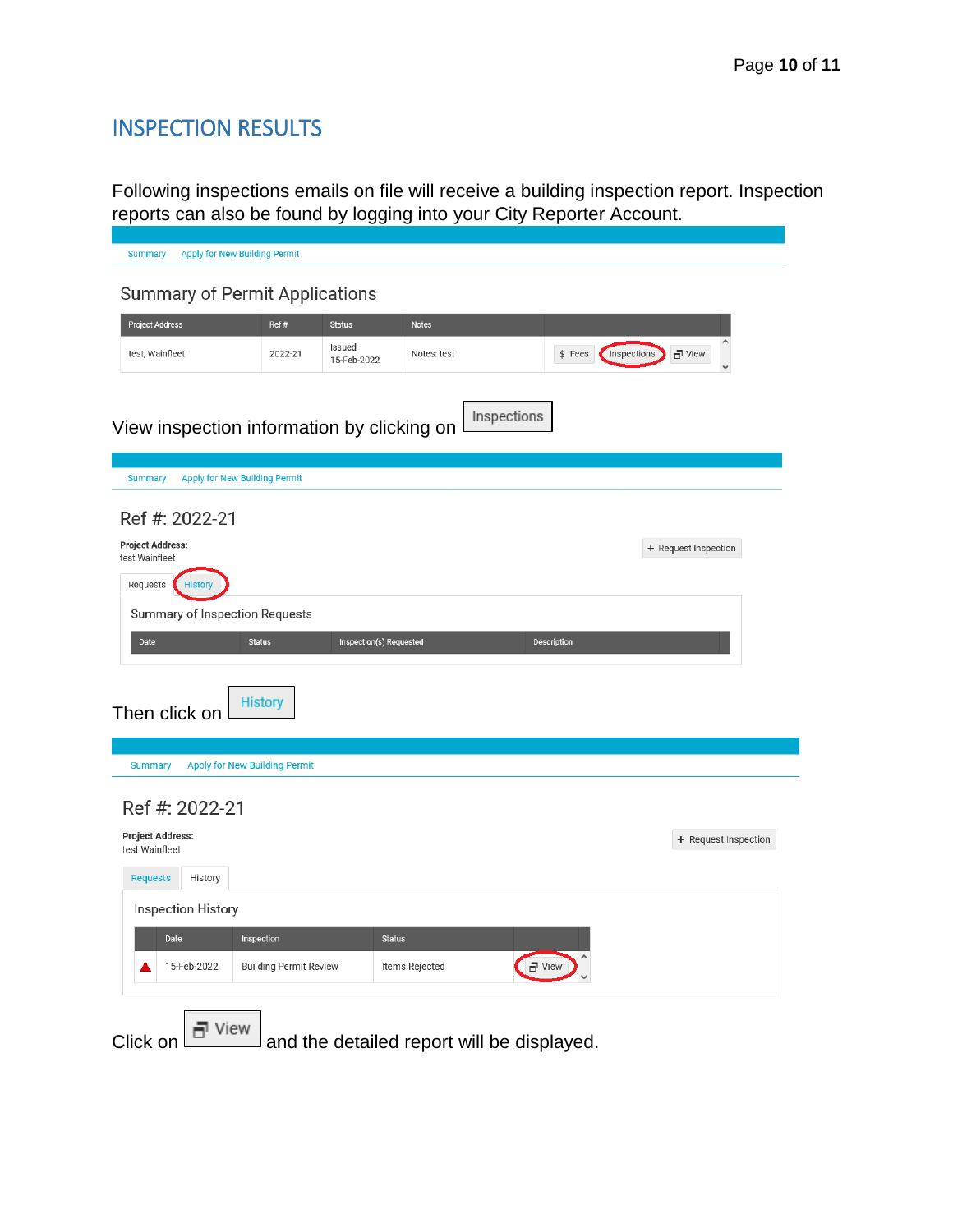## INSPECTION RESULTS

Following inspections emails on file will receive a building inspection report. Inspection reports can also be found by logging into your City Reporter Account.

Summary Apply for New Building Permit

### Summary of Permit Applications

| Project Address | Ref # | Status | Notes | |
|---|---|---|---|---|
| test, Wainfleet | 2022-21 | Issued 15-Feb-2022 | Notes: test | $ Fees · Inspections · View |

View inspection information by clicking on Inspections

Summary Apply for New Building Permit

### Ref #: 2022-21

**Project Address:**
test Wainfleet

+ Request Inspection

Requests History

Summary of Inspection Requests

| Date | Status | Inspection(s) Requested | Description |
|---|---|---|---|

Then click on History

Summary Apply for New Building Permit

### Ref #: 2022-21

**Project Address:**
test Wainfleet

+ Request Inspection

Requests History

Inspection History

| | Date | Inspection | Status | |
|---|---|---|---|---|
| ▲ | 15-Feb-2022 | Building Permit Review | Items Rejected | View |

Click on View and the detailed report will be displayed.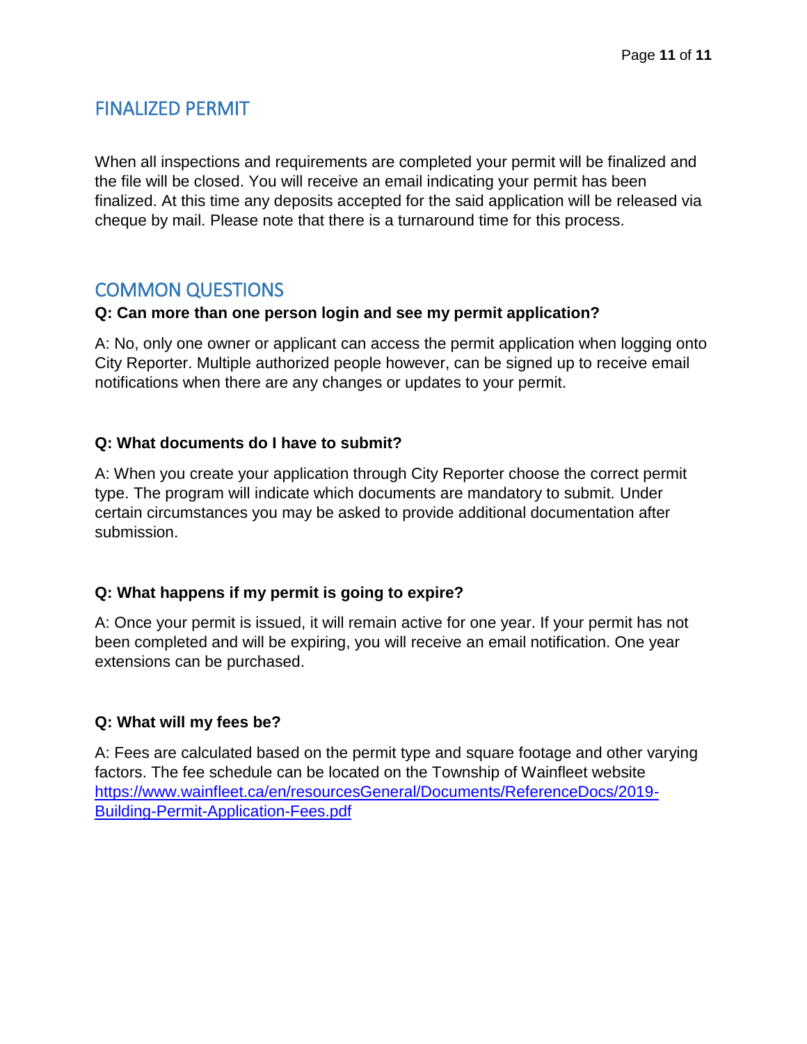## FINALIZED PERMIT

When all inspections and requirements are completed your permit will be finalized and the file will be closed. You will receive an email indicating your permit has been finalized. At this time any deposits accepted for the said application will be released via cheque by mail. Please note that there is a turnaround time for this process.

## COMMON QUESTIONS

**Q: Can more than one person login and see my permit application?**

A: No, only one owner or applicant can access the permit application when logging onto City Reporter. Multiple authorized people however, can be signed up to receive email notifications when there are any changes or updates to your permit.

**Q: What documents do I have to submit?**

A: When you create your application through City Reporter choose the correct permit type. The program will indicate which documents are mandatory to submit. Under certain circumstances you may be asked to provide additional documentation after submission.

**Q: What happens if my permit is going to expire?**

A: Once your permit is issued, it will remain active for one year. If your permit has not been completed and will be expiring, you will receive an email notification. One year extensions can be purchased.

**Q: What will my fees be?**

A: Fees are calculated based on the permit type and square footage and other varying factors. The fee schedule can be located on the Township of Wainfleet website [https://www.wainfleet.ca/en/resourcesGeneral/Documents/ReferenceDocs/2019-Building-Permit-Application-Fees.pdf](https://www.wainfleet.ca/en/resourcesGeneral/Documents/ReferenceDocs/2019-Building-Permit-Application-Fees.pdf)